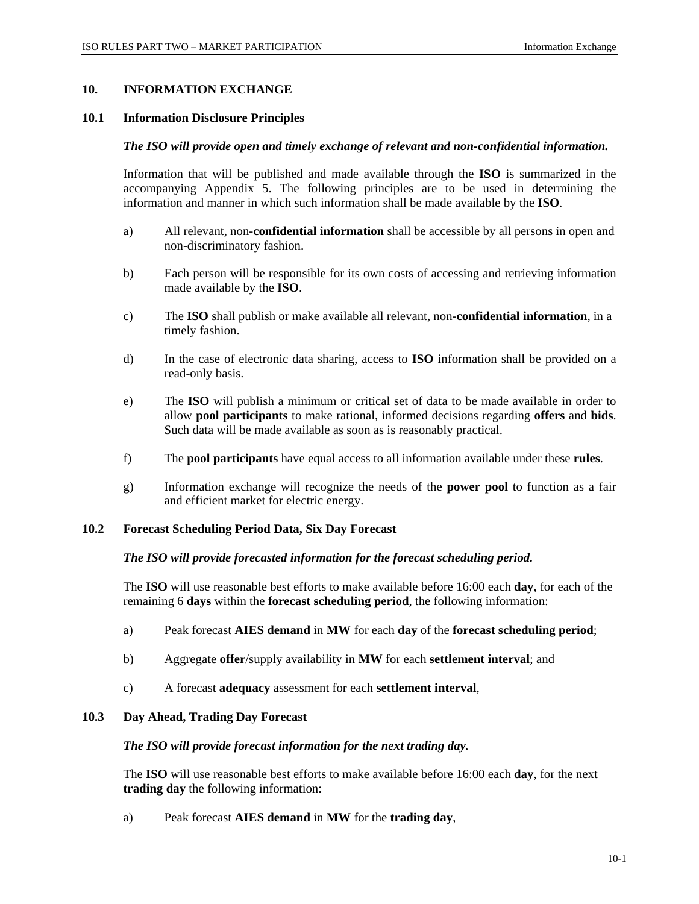# 10. INFORMATION EXCHANGE

## 10.1 Information Disclosure Principles

***The ISO will provide open and timely exchange of relevant and non-confidential information.***

Information that will be published and made available through the **ISO** is summarized in the accompanying Appendix 5. The following principles are to be used in determining the information and manner in which such information shall be made available by the **ISO**.

a) All relevant, non-**confidential information** shall be accessible by all persons in open and non-discriminatory fashion.

b) Each person will be responsible for its own costs of accessing and retrieving information made available by the **ISO**.

c) The **ISO** shall publish or make available all relevant, non-**confidential information**, in a timely fashion.

d) In the case of electronic data sharing, access to **ISO** information shall be provided on a read-only basis.

e) The **ISO** will publish a minimum or critical set of data to be made available in order to allow **pool participants** to make rational, informed decisions regarding **offers** and **bids**. Such data will be made available as soon as is reasonably practical.

f) The **pool participants** have equal access to all information available under these **rules**.

g) Information exchange will recognize the needs of the **power pool** to function as a fair and efficient market for electric energy.

## 10.2 Forecast Scheduling Period Data, Six Day Forecast

***The ISO will provide forecasted information for the forecast scheduling period.***

The **ISO** will use reasonable best efforts to make available before 16:00 each **day**, for each of the remaining 6 **days** within the **forecast scheduling period**, the following information:

a) Peak forecast **AIES demand** in **MW** for each **day** of the **forecast scheduling period**;

b) Aggregate **offer**/supply availability in **MW** for each **settlement interval**; and

c) A forecast **adequacy** assessment for each **settlement interval**,

## 10.3 Day Ahead, Trading Day Forecast

***The ISO will provide forecast information for the next trading day.***

The **ISO** will use reasonable best efforts to make available before 16:00 each **day**, for the next **trading day** the following information:

a) Peak forecast **AIES demand** in **MW** for the **trading day**,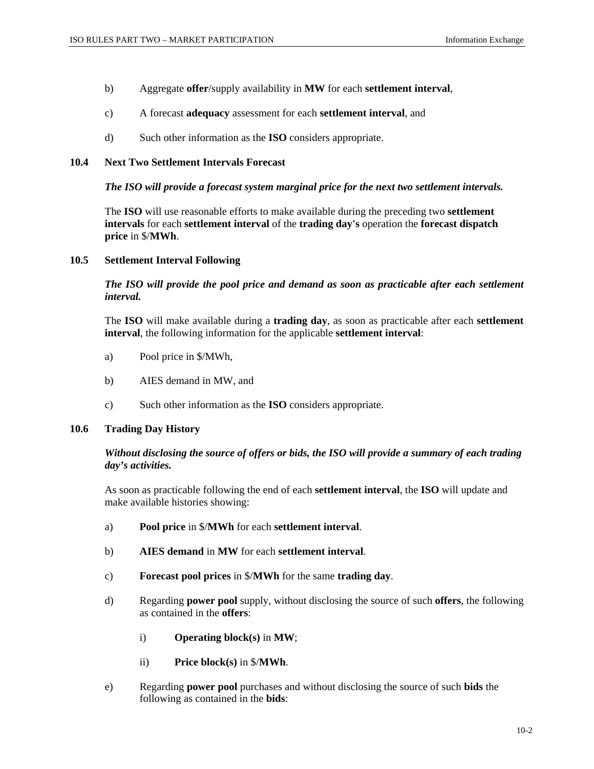b) Aggregate **offer**/supply availability in **MW** for each **settlement interval**,

c) A forecast **adequacy** assessment for each **settlement interval**, and

d) Such other information as the **ISO** considers appropriate.

### 10.4 Next Two Settlement Intervals Forecast

***The ISO will provide a forecast system marginal price for the next two settlement intervals.***

The **ISO** will use reasonable efforts to make available during the preceding two **settlement intervals** for each **settlement interval** of the **trading day's** operation the **forecast dispatch price** in $/**MWh**.

### 10.5 Settlement Interval Following

***The ISO will provide the pool price and demand as soon as practicable after each settlement interval.***

The **ISO** will make available during a **trading day**, as soon as practicable after each **settlement interval**, the following information for the applicable **settlement interval**:

a) Pool price in $/MWh,

b) AIES demand in MW, and

c) Such other information as the **ISO** considers appropriate.

### 10.6 Trading Day History

***Without disclosing the source of offers or bids, the ISO will provide a summary of each trading day's activities.***

As soon as practicable following the end of each **settlement interval**, the **ISO** will update and make available histories showing:

a) **Pool price** in $/**MWh** for each **settlement interval**.

b) **AIES demand** in **MW** for each **settlement interval**.

c) **Forecast pool prices** in $/**MWh** for the same **trading day**.

d) Regarding **power pool** supply, without disclosing the source of such **offers**, the following as contained in the **offers**:

   i) **Operating block(s)** in **MW**;

   ii) **Price block(s)** in $/**MWh**.

e) Regarding **power pool** purchases and without disclosing the source of such **bids** the following as contained in the **bids**: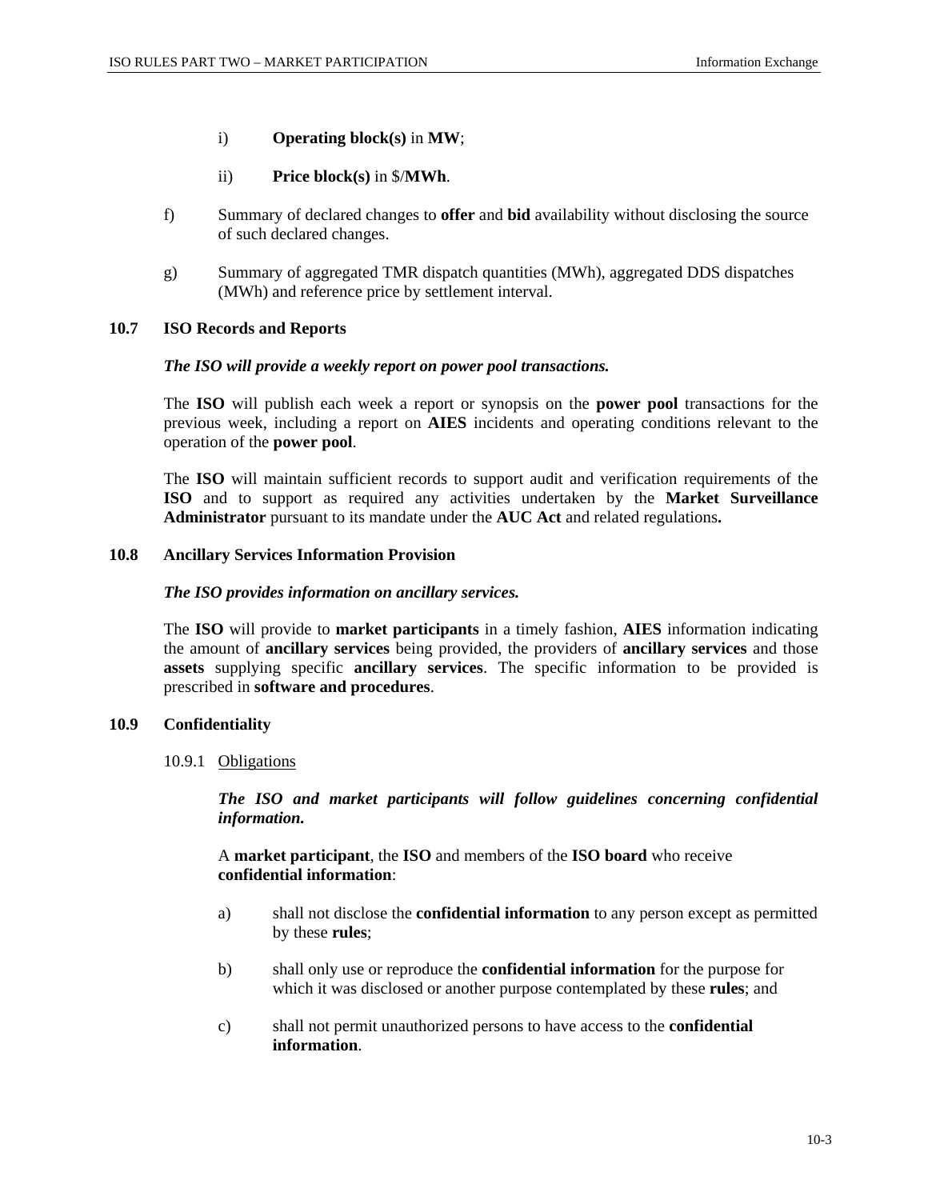i) **Operating block(s)** in **MW**;

ii) **Price block(s)** in $/**MWh**.

f) Summary of declared changes to **offer** and **bid** availability without disclosing the source of such declared changes.

g) Summary of aggregated TMR dispatch quantities (MWh), aggregated DDS dispatches (MWh) and reference price by settlement interval.

### 10.7 ISO Records and Reports

***The ISO will provide a weekly report on power pool transactions.***

The **ISO** will publish each week a report or synopsis on the **power pool** transactions for the previous week, including a report on **AIES** incidents and operating conditions relevant to the operation of the **power pool**.

The **ISO** will maintain sufficient records to support audit and verification requirements of the **ISO** and to support as required any activities undertaken by the **Market Surveillance Administrator** pursuant to its mandate under the **AUC Act** and related regulations**.**

### 10.8 Ancillary Services Information Provision

***The ISO provides information on ancillary services.***

The **ISO** will provide to **market participants** in a timely fashion, **AIES** information indicating the amount of **ancillary services** being provided, the providers of **ancillary services** and those **assets** supplying specific **ancillary services**. The specific information to be provided is prescribed in **software and procedures**.

### 10.9 Confidentiality

10.9.1 <u>Obligations</u>

***The ISO and market participants will follow guidelines concerning confidential information.***

A **market participant**, the **ISO** and members of the **ISO board** who receive **confidential information**:

a) shall not disclose the **confidential information** to any person except as permitted by these **rules**;

b) shall only use or reproduce the **confidential information** for the purpose for which it was disclosed or another purpose contemplated by these **rules**; and

c) shall not permit unauthorized persons to have access to the **confidential information**.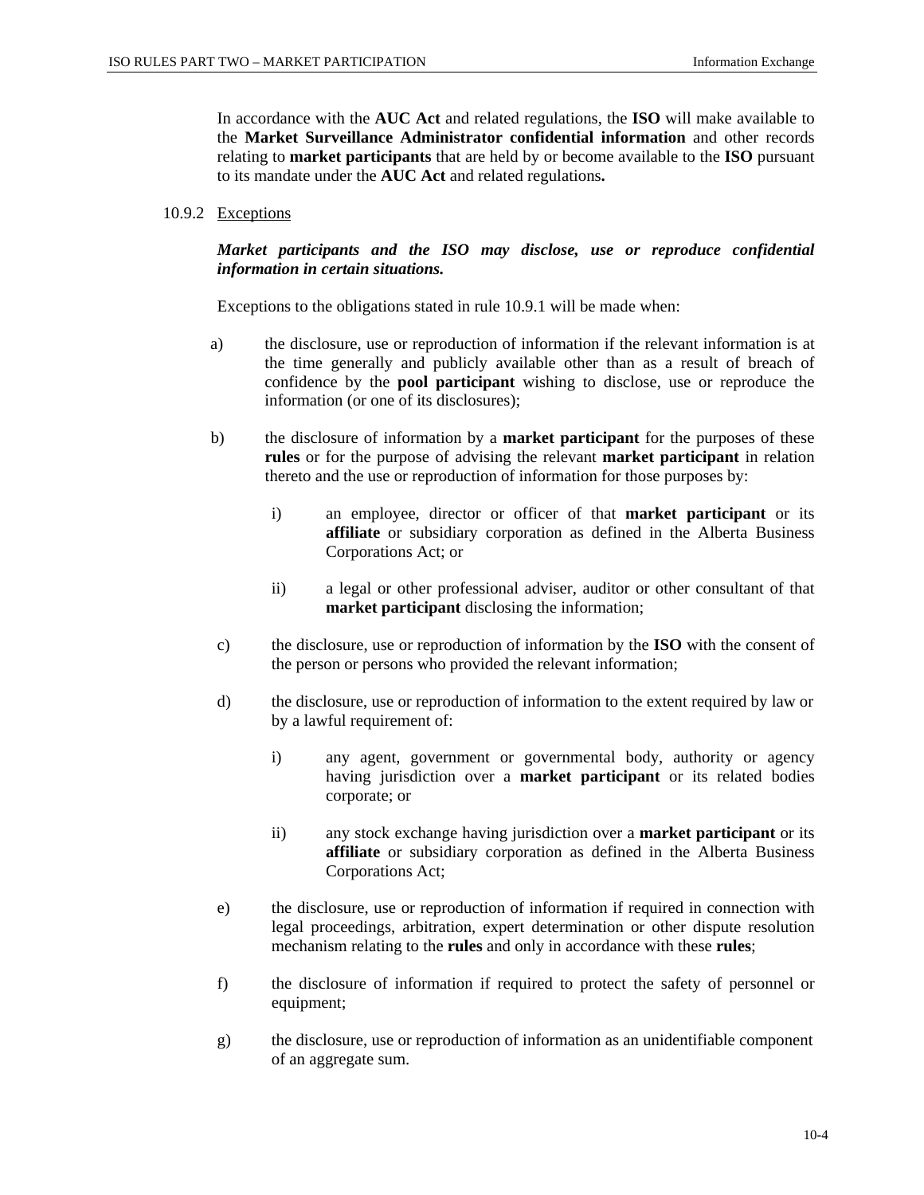In accordance with the **AUC Act** and related regulations, the **ISO** will make available to the **Market Surveillance Administrator confidential information** and other records relating to **market participants** that are held by or become available to the **ISO** pursuant to its mandate under the **AUC Act** and related regulations**.**

10.9.2 Exceptions

***Market participants and the ISO may disclose, use or reproduce confidential information in certain situations.***

Exceptions to the obligations stated in rule 10.9.1 will be made when:

a) the disclosure, use or reproduction of information if the relevant information is at the time generally and publicly available other than as a result of breach of confidence by the **pool participant** wishing to disclose, use or reproduce the information (or one of its disclosures);

b) the disclosure of information by a **market participant** for the purposes of these **rules** or for the purpose of advising the relevant **market participant** in relation thereto and the use or reproduction of information for those purposes by:

   i) an employee, director or officer of that **market participant** or its **affiliate** or subsidiary corporation as defined in the Alberta Business Corporations Act; or

   ii) a legal or other professional adviser, auditor or other consultant of that **market participant** disclosing the information;

c) the disclosure, use or reproduction of information by the **ISO** with the consent of the person or persons who provided the relevant information;

d) the disclosure, use or reproduction of information to the extent required by law or by a lawful requirement of:

   i) any agent, government or governmental body, authority or agency having jurisdiction over a **market participant** or its related bodies corporate; or

   ii) any stock exchange having jurisdiction over a **market participant** or its **affiliate** or subsidiary corporation as defined in the Alberta Business Corporations Act;

e) the disclosure, use or reproduction of information if required in connection with legal proceedings, arbitration, expert determination or other dispute resolution mechanism relating to the **rules** and only in accordance with these **rules**;

f) the disclosure of information if required to protect the safety of personnel or equipment;

g) the disclosure, use or reproduction of information as an unidentifiable component of an aggregate sum.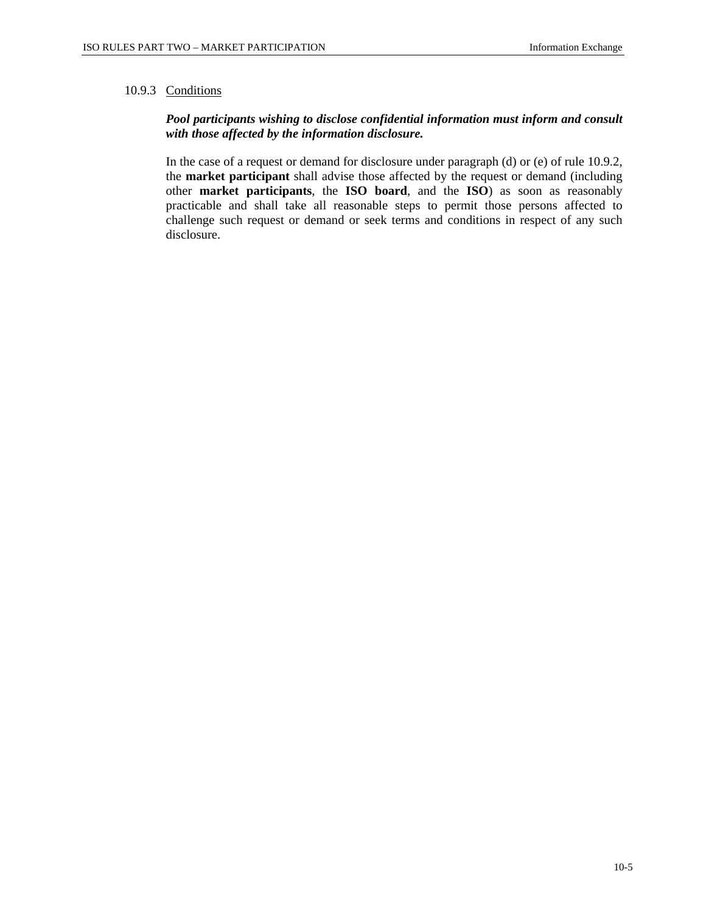### 10.9.3 <u>Conditions</u>

***Pool participants wishing to disclose confidential information must inform and consult with those affected by the information disclosure.***

In the case of a request or demand for disclosure under paragraph (d) or (e) of rule 10.9.2, the **market participant** shall advise those affected by the request or demand (including other **market participants**, the **ISO board**, and the **ISO**) as soon as reasonably practicable and shall take all reasonable steps to permit those persons affected to challenge such request or demand or seek terms and conditions in respect of any such disclosure.